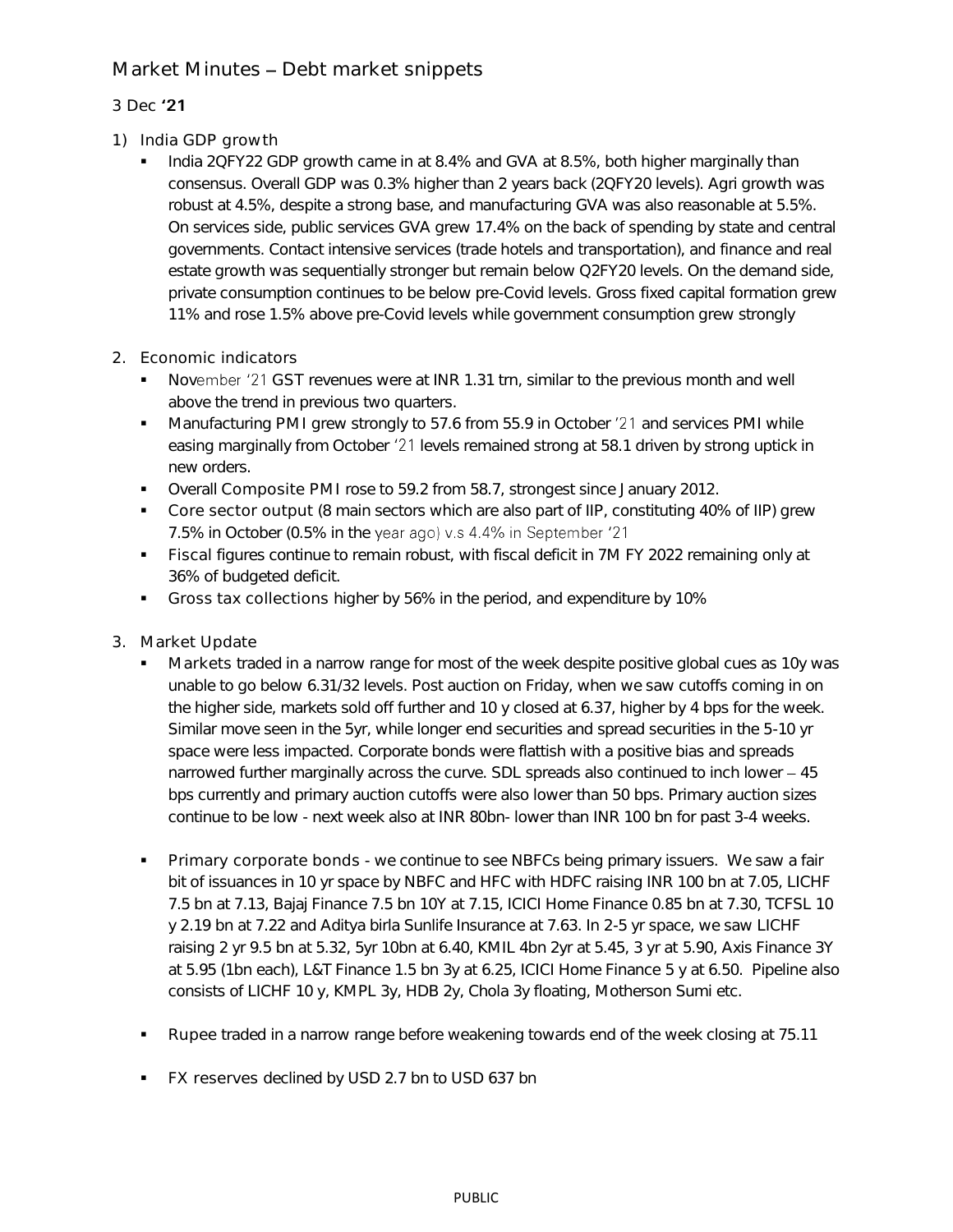# Market Minutes – Debt market snippets

3 Dec **'21**

## 1) India GDP growth

- India 2QFY22 GDP growth came in at 8.4% and GVA at 8.5%, both higher marginally than consensus. Overall GDP was 0.3% higher than 2 years back (2QFY20 levels). Agri growth was robust at 4.5%, despite a strong base, and manufacturing GVA was also reasonable at 5.5%. On services side, public services GVA grew 17.4% on the back of spending by state and central governments. Contact intensive services (trade hotels and transportation), and finance and real estate growth was sequentially stronger but remain below Q2FY20 levels. On the demand side, private consumption continues to be below pre-Covid levels. Gross fixed capital formation grew 11% and rose 1.5% above pre-Covid levels while government consumption grew strongly

## 2. Economic indicators

- November '21 GST revenues were at INR 1.31 trn, similar to the previous month and well above the trend in previous two quarters.
- Manufacturing PMI grew strongly to 57.6 from 55.9 in October '21 and services PMI while easing marginally from October '21 levels remained strong at 58.1 driven by strong uptick in new orders.
- Overall Composite PMI rose to 59.2 from 58.7, strongest since January 2012.
- Core sector output (8 main sectors which are also part of IIP, constituting 40% of IIP) grew 7.5% in October (0.5% in the year ago) v.s 4.4% in September '21
- Fiscal figures continue to remain robust, with fiscal deficit in 7M FY 2022 remaining only at 36% of budgeted deficit.
- Gross tax collections higher by 56% in the period, and expenditure by 10%

## 3. Market Update

- Markets traded in a narrow range for most of the week despite positive global cues as 10y was unable to go below 6.31/32 levels. Post auction on Friday, when we saw cutoffs coming in on the higher side, markets sold off further and 10 y closed at 6.37, higher by 4 bps for the week. Similar move seen in the 5yr, while longer end securities and spread securities in the 5-10 yr space were less impacted. Corporate bonds were flattish with a positive bias and spreads narrowed further marginally across the curve. SDL spreads also continued to inch lower – 45 bps currently and primary auction cutoffs were also lower than 50 bps. Primary auction sizes continue to be low - next week also at INR 80bn- lower than INR 100 bn for past 3-4 weeks.

- Primary corporate bonds - we continue to see NBFCs being primary issuers. We saw a fair bit of issuances in 10 yr space by NBFC and HFC with HDFC raising INR 100 bn at 7.05, LICHF 7.5 bn at 7.13, Bajaj Finance 7.5 bn 10Y at 7.15, ICICI Home Finance 0.85 bn at 7.30, TCFSL 10 y 2.19 bn at 7.22 and Aditya birla Sunlife Insurance at 7.63. In 2-5 yr space, we saw LICHF raising 2 yr 9.5 bn at 5.32, 5yr 10bn at 6.40, KMIL 4bn 2yr at 5.45, 3 yr at 5.90, Axis Finance 3Y at 5.95 (1bn each), L&T Finance 1.5 bn 3y at 6.25, ICICI Home Finance 5 y at 6.50. Pipeline also consists of LICHF 10 y, KMPL 3y, HDB 2y, Chola 3y floating, Motherson Sumi etc.

- Rupee traded in a narrow range before weakening towards end of the week closing at 75.11

- FX reserves declined by USD 2.7 bn to USD 637 bn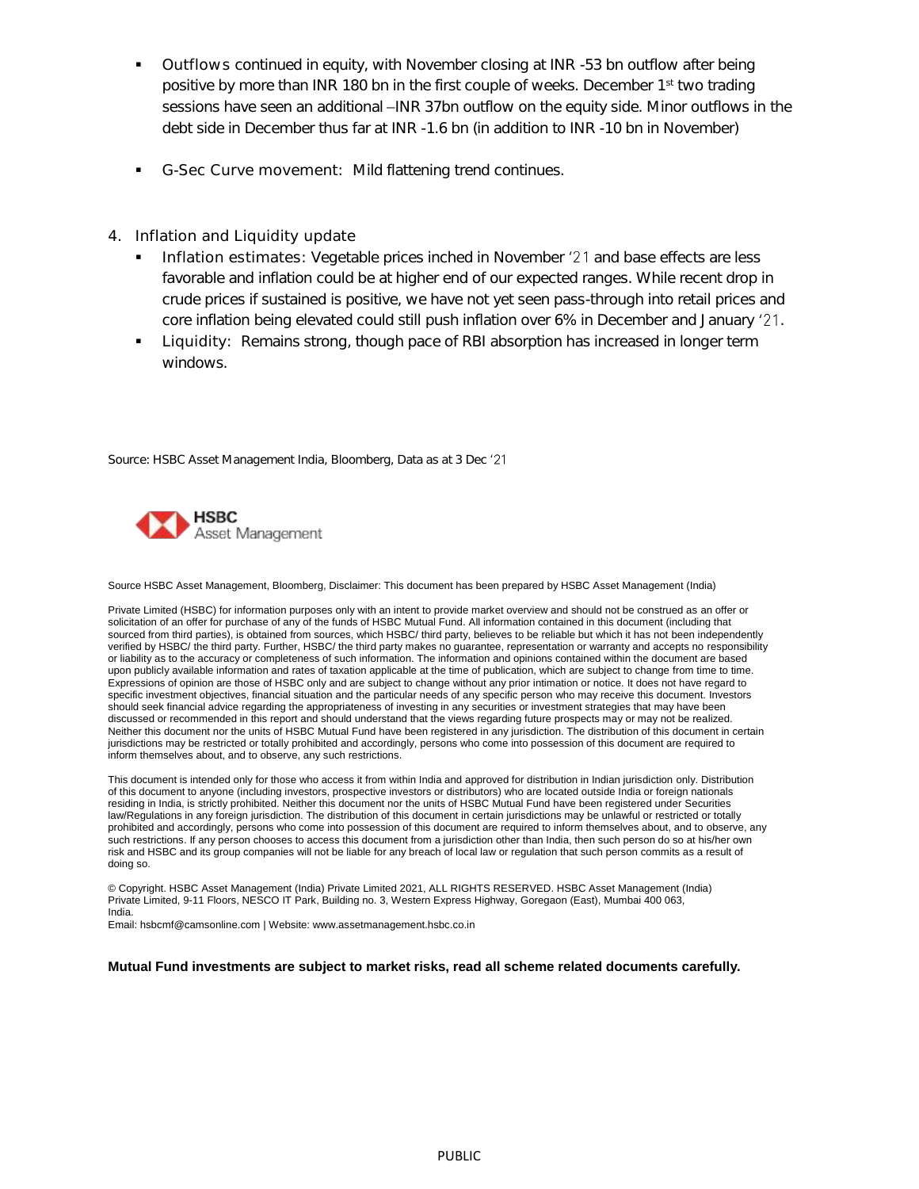- Outflows continued in equity, with November closing at INR -53 bn outflow after being positive by more than INR 180 bn in the first couple of weeks. December 1st two trading sessions have seen an additional –INR 37bn outflow on the equity side. Minor outflows in the debt side in December thus far at INR -1.6 bn (in addition to INR -10 bn in November)

- G-Sec Curve movement: Mild flattening trend continues.

4. Inflation and Liquidity update
   - Inflation estimates: Vegetable prices inched in November '21 and base effects are less favorable and inflation could be at higher end of our expected ranges. While recent drop in crude prices if sustained is positive, we have not yet seen pass-through into retail prices and core inflation being elevated could still push inflation over 6% in December and January '21.
   - Liquidity: Remains strong, though pace of RBI absorption has increased in longer term windows.

Source: HSBC Asset Management India, Bloomberg, Data as at 3 Dec '21

HSBC Asset Management

Source HSBC Asset Management, Bloomberg, Disclaimer: This document has been prepared by HSBC Asset Management (India)

Private Limited (HSBC) for information purposes only with an intent to provide market overview and should not be construed as an offer or solicitation of an offer for purchase of any of the funds of HSBC Mutual Fund. All information contained in this document (including that sourced from third parties), is obtained from sources, which HSBC/ third party, believes to be reliable but which it has not been independently verified by HSBC/ the third party. Further, HSBC/ the third party makes no guarantee, representation or warranty and accepts no responsibility or liability as to the accuracy or completeness of such information. The information and opinions contained within the document are based upon publicly available information and rates of taxation applicable at the time of publication, which are subject to change from time to time. Expressions of opinion are those of HSBC only and are subject to change without any prior intimation or notice. It does not have regard to specific investment objectives, financial situation and the particular needs of any specific person who may receive this document. Investors should seek financial advice regarding the appropriateness of investing in any securities or investment strategies that may have been discussed or recommended in this report and should understand that the views regarding future prospects may or may not be realized. Neither this document nor the units of HSBC Mutual Fund have been registered in any jurisdiction. The distribution of this document in certain jurisdictions may be restricted or totally prohibited and accordingly, persons who come into possession of this document are required to inform themselves about, and to observe, any such restrictions.

This document is intended only for those who access it from within India and approved for distribution in Indian jurisdiction only. Distribution of this document to anyone (including investors, prospective investors or distributors) who are located outside India or foreign nationals residing in India, is strictly prohibited. Neither this document nor the units of HSBC Mutual Fund have been registered under Securities law/Regulations in any foreign jurisdiction. The distribution of this document in certain jurisdictions may be unlawful or restricted or totally prohibited and accordingly, persons who come into possession of this document are required to inform themselves about, and to observe, any such restrictions. If any person chooses to access this document from a jurisdiction other than India, then such person do so at his/her own risk and HSBC and its group companies will not be liable for any breach of local law or regulation that such person commits as a result of doing so.

© Copyright. HSBC Asset Management (India) Private Limited 2021, ALL RIGHTS RESERVED. HSBC Asset Management (India) Private Limited, 9-11 Floors, NESCO IT Park, Building no. 3, Western Express Highway, Goregaon (East), Mumbai 400 063, India.
Email: hsbcmf@camsonline.com | Website: www.assetmanagement.hsbc.co.in

**Mutual Fund investments are subject to market risks, read all scheme related documents carefully.**

PUBLIC